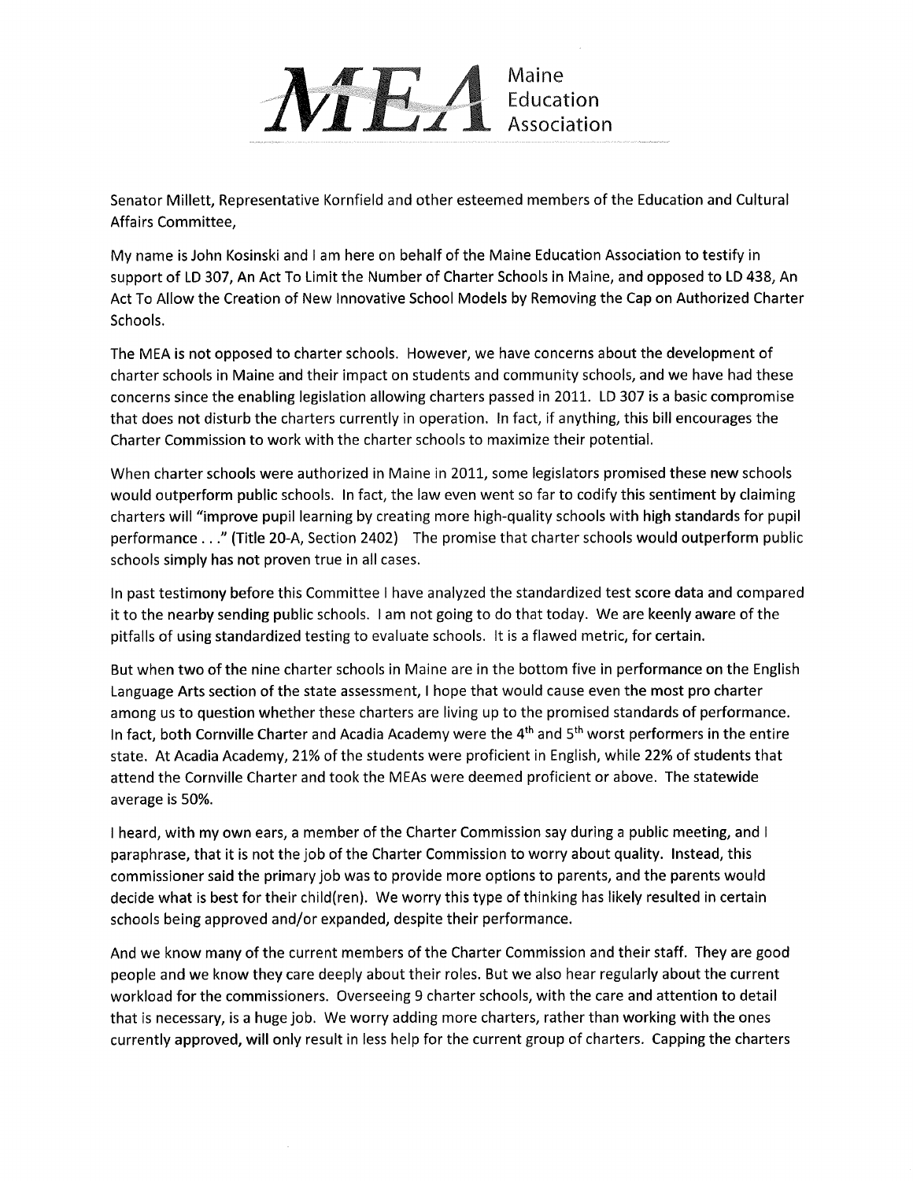MEA Maine Education Association

Senator Millett, Representative Kornfield and other esteemed members of the Education and Cultural Affairs Committee,

My name is John Kosinski and I am here on behalf of the Maine Education Association to testify in support of LD 307, An Act To Limit the Number of Charter Schools in Maine, and opposed to LD 438, An Act To Allow the Creation of New Innovative School Models by Removing the Cap on Authorized Charter Schools.

The MEA is not opposed to charter schools. However, we have concerns about the development of charter schools in Maine and their impact on students and community schools, and we have had these concerns since the enabling legislation allowing charters passed in 2011. LD 307 is a basic compromise that does not disturb the charters currently in operation. In fact, if anything, this bill encourages the Charter Commission to work with the charter schools to maximize their potential.

When charter schools were authorized in Maine in 2011, some legislators promised these new schools would outperform public schools. In fact, the law even went so far to codify this sentiment by claiming charters will "improve pupil learning by creating more high-quality schools with high standards for pupil performance . . ." (Title 20-A, Section 2402) The promise that charter schools would outperform public schools simply has not proven true in all cases.

In past testimony before this Committee I have analyzed the standardized test score data and compared it to the nearby sending public schools. I am not going to do that today. We are keenly aware of the pitfalls of using standardized testing to evaluate schools. It is a flawed metric, for certain.

But when two of the nine charter schools in Maine are in the bottom five in performance on the English Language Arts section of the state assessment, I hope that would cause even the most pro charter among us to question whether these charters are living up to the promised standards of performance. In fact, both Cornville Charter and Acadia Academy were the 4th and 5th worst performers in the entire state. At Acadia Academy, 21% of the students were proficient in English, while 22% of students that attend the Cornville Charter and took the MEAs were deemed proficient or above. The statewide average is 50%.

I heard, with my own ears, a member of the Charter Commission say during a public meeting, and I paraphrase, that it is not the job of the Charter Commission to worry about quality. Instead, this commissioner said the primary job was to provide more options to parents, and the parents would decide what is best for their child(ren). We worry this type of thinking has likely resulted in certain schools being approved and/or expanded, despite their performance.

And we know many of the current members of the Charter Commission and their staff. They are good people and we know they care deeply about their roles. But we also hear regularly about the current workload for the commissioners. Overseeing 9 charter schools, with the care and attention to detail that is necessary, is a huge job. We worry adding more charters, rather than working with the ones currently approved, will only result in less help for the current group of charters. Capping the charters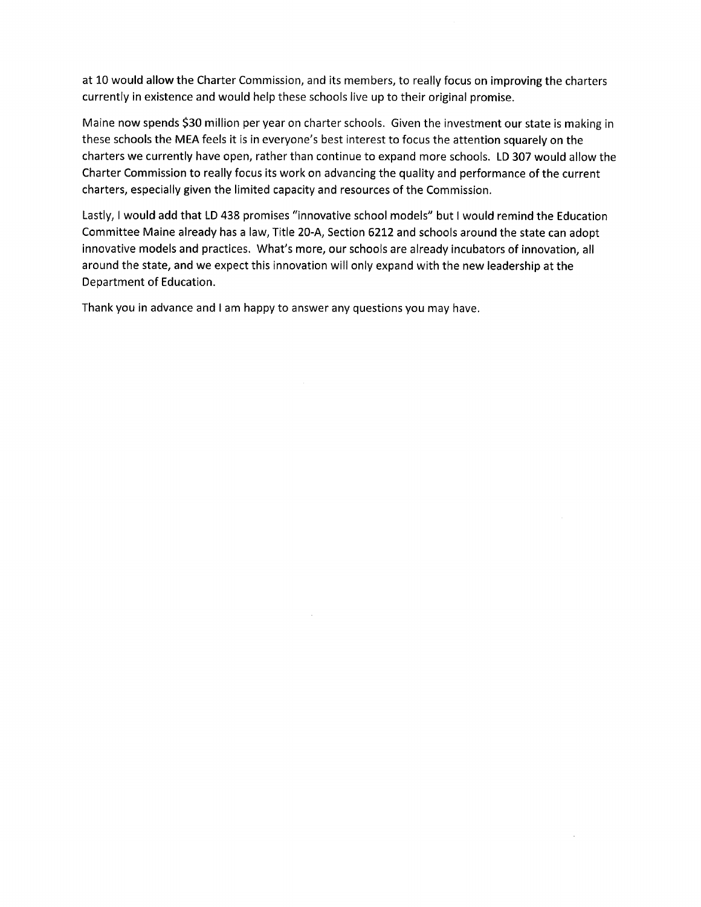at 10 would allow the Charter Commission, and its members, to really focus on improving the charters currently in existence and would help these schools live up to their original promise.

Maine now spends $30 million per year on charter schools. Given the investment our state is making in these schools the MEA feels it is in everyone's best interest to focus the attention squarely on the charters we currently have open, rather than continue to expand more schools. LD 307 would allow the Charter Commission to really focus its work on advancing the quality and performance of the current charters, especially given the limited capacity and resources of the Commission.

Lastly, I would add that LD 438 promises "innovative school models" but I would remind the Education Committee Maine already has a law, Title 20-A, Section 6212 and schools around the state can adopt innovative models and practices. What's more, our schools are already incubators of innovation, all around the state, and we expect this innovation will only expand with the new leadership at the Department of Education.

Thank you in advance and I am happy to answer any questions you may have.